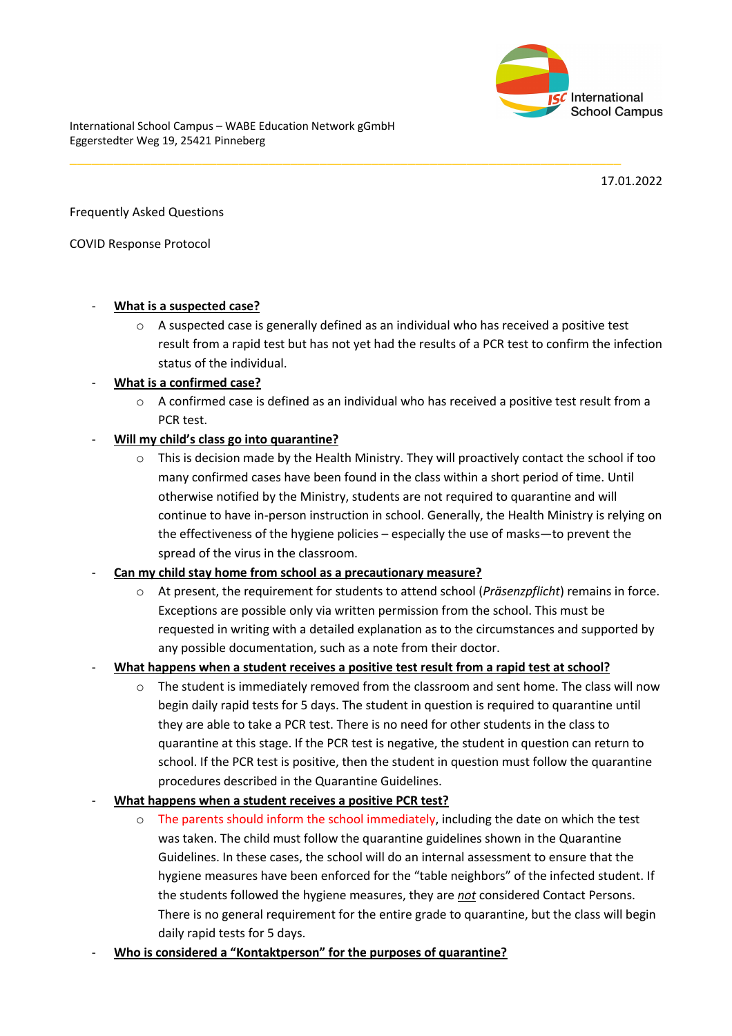International School Campus – WABE Education Network gGmbH
Eggerstedter Weg 19, 25421 Pinneberg

17.01.2022

Frequently Asked Questions

COVID Response Protocol

- **What is a suspected case?**
    - A suspected case is generally defined as an individual who has received a positive test result from a rapid test but has not yet had the results of a PCR test to confirm the infection status of the individual.
- **What is a confirmed case?**
    - A confirmed case is defined as an individual who has received a positive test result from a PCR test.
- **Will my child's class go into quarantine?**
    - This is decision made by the Health Ministry. They will proactively contact the school if too many confirmed cases have been found in the class within a short period of time. Until otherwise notified by the Ministry, students are not required to quarantine and will continue to have in-person instruction in school. Generally, the Health Ministry is relying on the effectiveness of the hygiene policies – especially the use of masks—to prevent the spread of the virus in the classroom.
- **Can my child stay home from school as a precautionary measure?**
    - At present, the requirement for students to attend school (*Präsenzpflicht*) remains in force. Exceptions are possible only via written permission from the school. This must be requested in writing with a detailed explanation as to the circumstances and supported by any possible documentation, such as a note from their doctor.
- **What happens when a student receives a positive test result from a rapid test at school?**
    - The student is immediately removed from the classroom and sent home. The class will now begin daily rapid tests for 5 days. The student in question is required to quarantine until they are able to take a PCR test. There is no need for other students in the class to quarantine at this stage. If the PCR test is negative, the student in question can return to school. If the PCR test is positive, then the student in question must follow the quarantine procedures described in the Quarantine Guidelines.
- **What happens when a student receives a positive PCR test?**
    - The parents should inform the school immediately, including the date on which the test was taken. The child must follow the quarantine guidelines shown in the Quarantine Guidelines. In these cases, the school will do an internal assessment to ensure that the hygiene measures have been enforced for the "table neighbors" of the infected student. If the students followed the hygiene measures, they are ***not*** considered Contact Persons. There is no general requirement for the entire grade to quarantine, but the class will begin daily rapid tests for 5 days.
- **Who is considered a "Kontaktperson" for the purposes of quarantine?**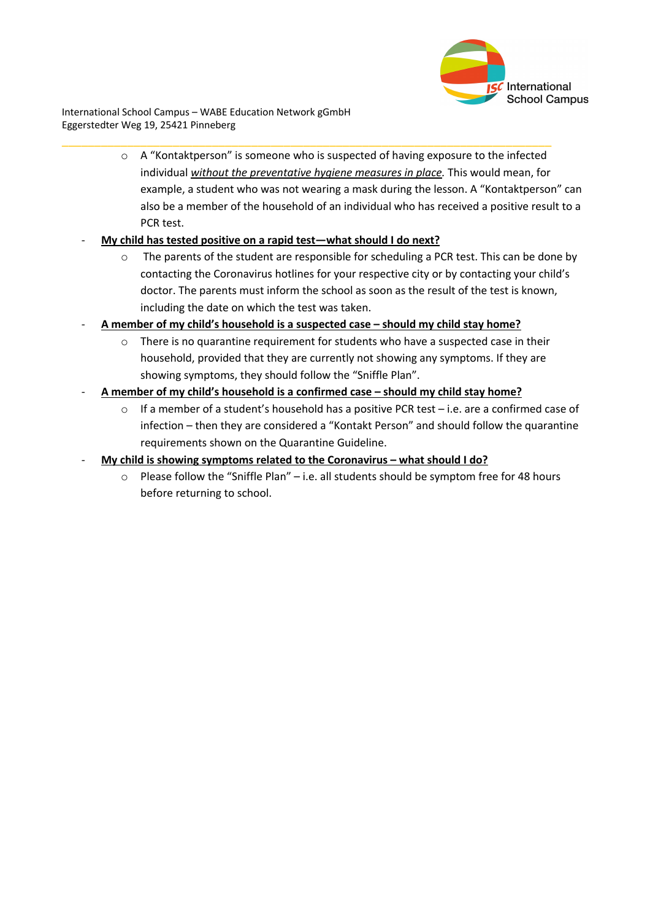- A "Kontaktperson" is someone who is suspected of having exposure to the infected individual ***without the preventative hygiene measures in place***. This would mean, for example, a student who was not wearing a mask during the lesson. A "Kontaktperson" can also be a member of the household of an individual who has received a positive result to a PCR test.

- **My child has tested positive on a rapid test—what should I do next?**
  - The parents of the student are responsible for scheduling a PCR test. This can be done by contacting the Coronavirus hotlines for your respective city or by contacting your child's doctor. The parents must inform the school as soon as the result of the test is known, including the date on which the test was taken.
- **A member of my child's household is a suspected case – should my child stay home?**
  - There is no quarantine requirement for students who have a suspected case in their household, provided that they are currently not showing any symptoms. If they are showing symptoms, they should follow the "Sniffle Plan".
- **A member of my child's household is a confirmed case – should my child stay home?**
  - If a member of a student's household has a positive PCR test – i.e. are a confirmed case of infection – then they are considered a "Kontakt Person" and should follow the quarantine requirements shown on the Quarantine Guideline.
- **My child is showing symptoms related to the Coronavirus – what should I do?**
  - Please follow the "Sniffle Plan" – i.e. all students should be symptom free for 48 hours before returning to school.